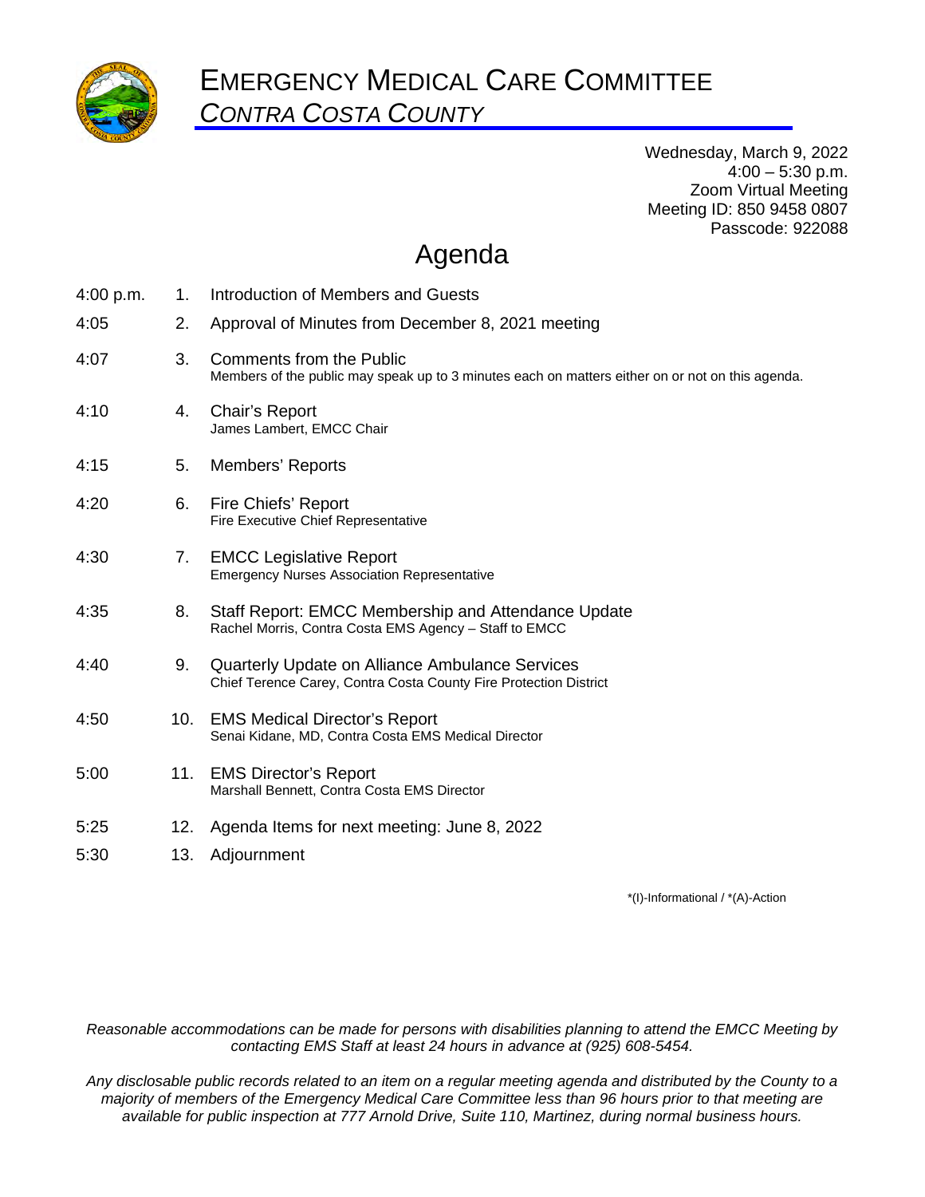# EMERGENCY MEDICAL CARE COMMITTEE

## *CONTRA COSTA COUNTY*

Wednesday, March 9, 2022
4:00 – 5:30 p.m.
Zoom Virtual Meeting
Meeting ID: 850 9458 0807
Passcode: 922088

## Agenda

| Time | # | Item |
|---|---|---|
| 4:00 p.m. | 1. | Introduction of Members and Guests |
| 4:05 | 2. | Approval of Minutes from December 8, 2021 meeting |
| 4:07 | 3. | Comments from the Public<br>Members of the public may speak up to 3 minutes each on matters either on or not on this agenda. |
| 4:10 | 4. | Chair's Report<br>James Lambert, EMCC Chair |
| 4:15 | 5. | Members' Reports |
| 4:20 | 6. | Fire Chiefs' Report<br>Fire Executive Chief Representative |
| 4:30 | 7. | EMCC Legislative Report<br>Emergency Nurses Association Representative |
| 4:35 | 8. | Staff Report: EMCC Membership and Attendance Update<br>Rachel Morris, Contra Costa EMS Agency – Staff to EMCC |
| 4:40 | 9. | Quarterly Update on Alliance Ambulance Services<br>Chief Terence Carey, Contra Costa County Fire Protection District |
| 4:50 | 10. | EMS Medical Director's Report<br>Senai Kidane, MD, Contra Costa EMS Medical Director |
| 5:00 | 11. | EMS Director's Report<br>Marshall Bennett, Contra Costa EMS Director |
| 5:25 | 12. | Agenda Items for next meeting: June 8, 2022 |
| 5:30 | 13. | Adjournment |

*(I)-Informational / *(A)-Action

*Reasonable accommodations can be made for persons with disabilities planning to attend the EMCC Meeting by contacting EMS Staff at least 24 hours in advance at (925) 608-5454.*

*Any disclosable public records related to an item on a regular meeting agenda and distributed by the County to a majority of members of the Emergency Medical Care Committee less than 96 hours prior to that meeting are available for public inspection at 777 Arnold Drive, Suite 110, Martinez, during normal business hours.*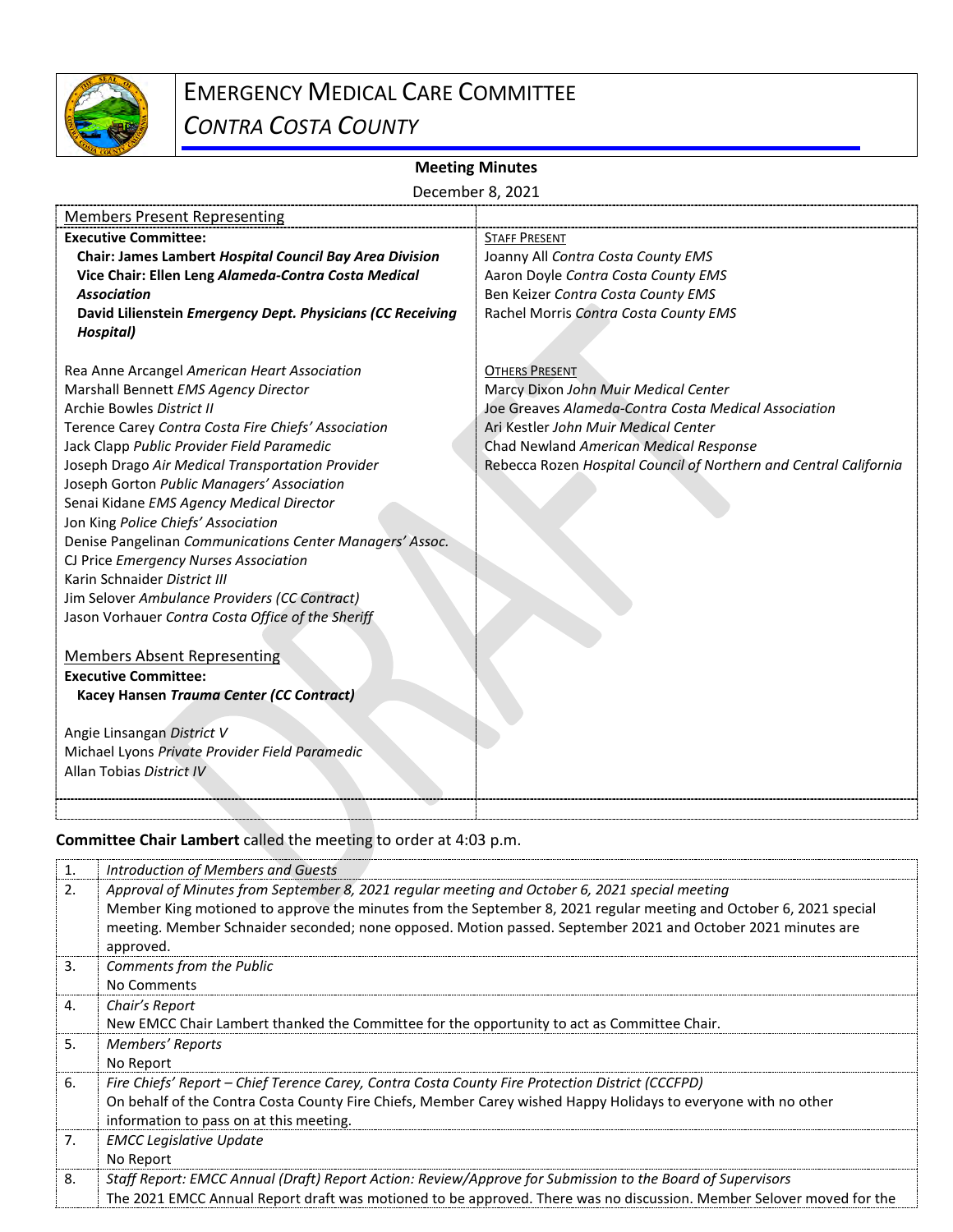# EMERGENCY MEDICAL CARE COMMITTEE
## *CONTRA COSTA COUNTY*

**Meeting Minutes**

December 8, 2021

| Members Present Representing | |
|---|---|
| **Executive Committee:** | STAFF PRESENT |
| **Chair: James Lambert** ***Hospital Council Bay Area Division*** | Joanny All *Contra Costa County EMS* |
| **Vice Chair: Ellen Leng** ***Alameda-Contra Costa Medical Association*** | Aaron Doyle *Contra Costa County EMS* |
| **David Lilienstein** ***Emergency Dept. Physicians (CC Receiving Hospital)*** | Ben Keizer *Contra Costa County EMS* |
| | Rachel Morris *Contra Costa County EMS* |
| Rea Anne Arcangel *American Heart Association* | OTHERS PRESENT |
| Marshall Bennett *EMS Agency Director* | Marcy Dixon *John Muir Medical Center* |
| Archie Bowles *District II* | Joe Greaves *Alameda-Contra Costa Medical Association* |
| Terence Carey *Contra Costa Fire Chiefs' Association* | Ari Kestler *John Muir Medical Center* |
| Jack Clapp *Public Provider Field Paramedic* | Chad Newland *American Medical Response* |
| Joseph Drago *Air Medical Transportation Provider* | Rebecca Rozen *Hospital Council of Northern and Central California* |
| Joseph Gorton *Public Managers' Association* | |
| Senai Kidane *EMS Agency Medical Director* | |
| Jon King *Police Chiefs' Association* | |
| Denise Pangelinan *Communications Center Managers' Assoc.* | |
| CJ Price *Emergency Nurses Association* | |
| Karin Schnaider *District III* | |
| Jim Selover *Ambulance Providers (CC Contract)* | |
| Jason Vorhauer *Contra Costa Office of the Sheriff* | |
| Members Absent Representing | |
| **Executive Committee:** | |
| **Kacey Hansen** ***Trauma Center (CC Contract)*** | |
| Angie Linsangan *District V* | |
| Michael Lyons *Private Provider Field Paramedic* | |
| Allan Tobias *District IV* | |

**Committee Chair Lambert** called the meeting to order at 4:03 p.m.

| | |
|---|---|
| 1. | *Introduction of Members and Guests* |
| 2. | *Approval of Minutes from September 8, 2021 regular meeting and October 6, 2021 special meeting*<br>Member King motioned to approve the minutes from the September 8, 2021 regular meeting and October 6, 2021 special meeting. Member Schnaider seconded; none opposed. Motion passed. September 2021 and October 2021 minutes are approved. |
| 3. | *Comments from the Public*<br>No Comments |
| 4. | *Chair's Report*<br>New EMCC Chair Lambert thanked the Committee for the opportunity to act as Committee Chair. |
| 5. | *Members' Reports*<br>No Report |
| 6. | *Fire Chiefs' Report – Chief Terence Carey, Contra Costa County Fire Protection District (CCCFPD)*<br>On behalf of the Contra Costa County Fire Chiefs, Member Carey wished Happy Holidays to everyone with no other information to pass on at this meeting. |
| 7. | *EMCC Legislative Update*<br>No Report |
| 8. | *Staff Report: EMCC Annual (Draft) Report Action: Review/Approve for Submission to the Board of Supervisors*<br>The 2021 EMCC Annual Report draft was motioned to be approved. There was no discussion. Member Selover moved for the |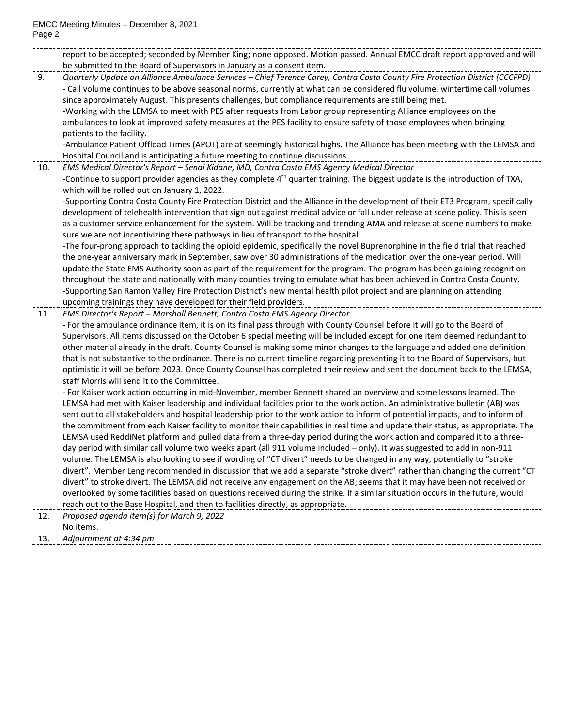| | |
|---|---|
| | report to be accepted; seconded by Member King; none opposed. Motion passed. Annual EMCC draft report approved and will be submitted to the Board of Supervisors in January as a consent item. |
| 9. | *Quarterly Update on Alliance Ambulance Services – Chief Terence Carey, Contra Costa County Fire Protection District (CCCFPD)*<br>- Call volume continues to be above seasonal norms, currently at what can be considered flu volume, wintertime call volumes since approximately August. This presents challenges, but compliance requirements are still being met.<br>-Working with the LEMSA to meet with PES after requests from Labor group representing Alliance employees on the ambulances to look at improved safety measures at the PES facility to ensure safety of those employees when bringing patients to the facility.<br>-Ambulance Patient Offload Times (APOT) are at seemingly historical highs. The Alliance has been meeting with the LEMSA and Hospital Council and is anticipating a future meeting to continue discussions. |
| 10. | *EMS Medical Director's Report – Senai Kidane, MD, Contra Costa EMS Agency Medical Director*<br>-Continue to support provider agencies as they complete 4th quarter training. The biggest update is the introduction of TXA, which will be rolled out on January 1, 2022.<br>-Supporting Contra Costa County Fire Protection District and the Alliance in the development of their ET3 Program, specifically development of telehealth intervention that sign out against medical advice or fall under release at scene policy. This is seen as a customer service enhancement for the system. Will be tracking and trending AMA and release at scene numbers to make sure we are not incentivizing these pathways in lieu of transport to the hospital.<br>-The four-prong approach to tackling the opioid epidemic, specifically the novel Buprenorphine in the field trial that reached the one-year anniversary mark in September, saw over 30 administrations of the medication over the one-year period. Will update the State EMS Authority soon as part of the requirement for the program. The program has been gaining recognition throughout the state and nationally with many counties trying to emulate what has been achieved in Contra Costa County.<br>-Supporting San Ramon Valley Fire Protection District's new mental health pilot project and are planning on attending upcoming trainings they have developed for their field providers. |
| 11. | *EMS Director's Report – Marshall Bennett, Contra Costa EMS Agency Director*<br>- For the ambulance ordinance item, it is on its final pass through with County Counsel before it will go to the Board of Supervisors. All items discussed on the October 6 special meeting will be included except for one item deemed redundant to other material already in the draft. County Counsel is making some minor changes to the language and added one definition that is not substantive to the ordinance. There is no current timeline regarding presenting it to the Board of Supervisors, but optimistic it will be before 2023. Once County Counsel has completed their review and sent the document back to the LEMSA, staff Morris will send it to the Committee.<br>- For Kaiser work action occurring in mid-November, member Bennett shared an overview and some lessons learned. The LEMSA had met with Kaiser leadership and individual facilities prior to the work action. An administrative bulletin (AB) was sent out to all stakeholders and hospital leadership prior to the work action to inform of potential impacts, and to inform of the commitment from each Kaiser facility to monitor their capabilities in real time and update their status, as appropriate. The LEMSA used ReddiNet platform and pulled data from a three-day period during the work action and compared it to a three-day period with similar call volume two weeks apart (all 911 volume included – only). It was suggested to add in non-911 volume. The LEMSA is also looking to see if wording of "CT divert" needs to be changed in any way, potentially to "stroke divert". Member Leng recommended in discussion that we add a separate "stroke divert" rather than changing the current "CT divert" to stroke divert. The LEMSA did not receive any engagement on the AB; seems that it may have been not received or overlooked by some facilities based on questions received during the strike. If a similar situation occurs in the future, would reach out to the Base Hospital, and then to facilities directly, as appropriate. |
| 12. | *Proposed agenda item(s) for March 9, 2022*<br>No items. |
| 13. | *Adjournment at 4:34 pm* |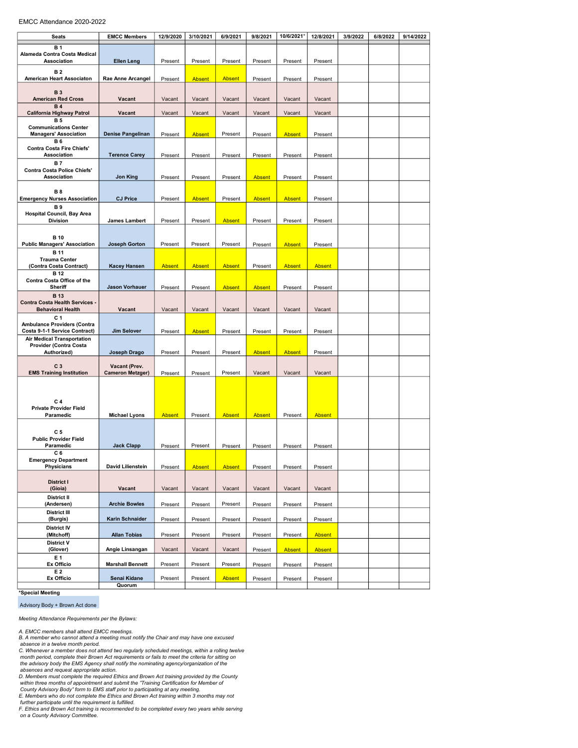EMCC Attendance 2020-2022

| Seats | EMCC Members | 12/9/2020 | 3/10/2021 | 6/9/2021 | 9/8/2021 | 10/6/2021* | 12/8/2021 | 3/9/2022 | 6/8/2022 | 9/14/2022 |
|---|---|---|---|---|---|---|---|---|---|---|
| **B 1 Alameda Contra Costa Medical Association** | **Ellen Leng** | Present | Present | Present | Present | Present | Present | | | |
| **B 2 American Heart Associaton** | **Rae Anne Arcangel** | Present | Absent | Absent | Present | Present | Present | | | |
| **B 3 American Red Cross** | **Vacant** | Vacant | Vacant | Vacant | Vacant | Vacant | Vacant | | | |
| **B 4 California Highway Patrol** | **Vacant** | Vacant | Vacant | Vacant | Vacant | Vacant | Vacant | | | |
| **B 5 Communications Center Managers' Association** | **Denise Pangelinan** | Present | Absent | Present | Present | Absent | Present | | | |
| **B 6 Contra Costa Fire Chiefs' Association** | **Terence Carey** | Present | Present | Present | Present | Present | Present | | | |
| **B 7 Contra Costa Police Chiefs' Association** | **Jon King** | Present | Present | Present | Absent | Present | Present | | | |
| **B 8 Emergency Nurses Association** | **CJ Price** | Present | Absent | Present | Absent | Absent | Present | | | |
| **B 9 Hospital Council, Bay Area Division** | **James Lambert** | Present | Present | Absent | Present | Present | Present | | | |
| **B 10 Public Managers' Association** | **Joseph Gorton** | Present | Present | Present | Present | Absent | Present | | | |
| **B 11 Trauma Center (Contra Costa Contract)** | **Kacey Hansen** | Absent | Absent | Absent | Present | Absent | Absent | | | |
| **B 12 Contra Costa Office of the Sheriff** | **Jason Vorhauer** | Present | Present | Absent | Absent | Present | Present | | | |
| **B 13 Contra Costa Health Services - Behavioral Health** | **Vacant** | Vacant | Vacant | Vacant | Vacant | Vacant | Vacant | | | |
| **C 1 Ambulance Providers (Contra Costa 9-1-1 Service Contract)** | **Jim Selover** | Present | Absent | Present | Present | Present | Present | | | |
| **Air Medical Transportation Provider (Contra Costa Authorized)** | **Joseph Drago** | Present | Present | Present | Absent | Absent | Present | | | |
| **C 3 EMS Training Institution** | **Vacant (Prev. Cameron Metzger)** | Present | Present | Present | Vacant | Vacant | Vacant | | | |
| **C 4 Private Provider Field Paramedic** | **Michael Lyons** | Absent | Present | Absent | Absent | Present | Absent | | | |
| **C 5 Public Provider Field Paramedic** | **Jack Clapp** | Present | Present | Present | Present | Present | Present | | | |
| **C 6 Emergency Department Physicians** | **David Lilienstein** | Present | Absent | Absent | Present | Present | Present | | | |
| **District I (Gioia)** | **Vacant** | Vacant | Vacant | Vacant | Vacant | Vacant | Vacant | | | |
| **District II (Andersen)** | **Archie Bowles** | Present | Present | Present | Present | Present | Present | | | |
| **District III (Burgis)** | **Karin Schnaider** | Present | Present | Present | Present | Present | Present | | | |
| **District IV (Mitchoff)** | **Allan Tobias** | Present | Present | Present | Present | Present | Absent | | | |
| **District V (Glover)** | **Angie Linsangan** | Vacant | Vacant | Vacant | Present | Absent | Absent | | | |
| **E 1 Ex Officio** | **Marshall Bennett** | Present | Present | Present | Present | Present | Present | | | |
| **E 2 Ex Officio** | **Senai Kidane** | Present | Present | Absent | Present | Present | Present | | | |
| | **Quorum** | | | | | | | | | |

**\*Special Meeting**

Advisory Body + Brown Act done

*Meeting Attendance Requirements per the Bylaws:*

*A. EMCC members shall attend EMCC meetings.*
*B. A member who cannot attend a meeting must notify the Chair and may have one excused absence in a twelve month period.*
*C. Whenever a member does not attend two regularly scheduled meetings, within a rolling twelve month period, complete their Brown Act requirements or fails to meet the criteria for sitting on the advisory body the EMS Agency shall notify the nominating agency/organization of the absences and request appropriate action.*
*D. Members must complete the required Ethics and Brown Act training provided by the County within three months of appointment and submit the "Training Certification for Member of County Advisory Body" form to EMS staff prior to participating at any meeting.*
*E. Members who do not complete the Ethics and Brown Act training within 3 months may not further participate until the requirement is fulfilled.*
*F. Ethics and Brown Act training is recommended to be completed every two years while serving on a County Advisory Committee.*